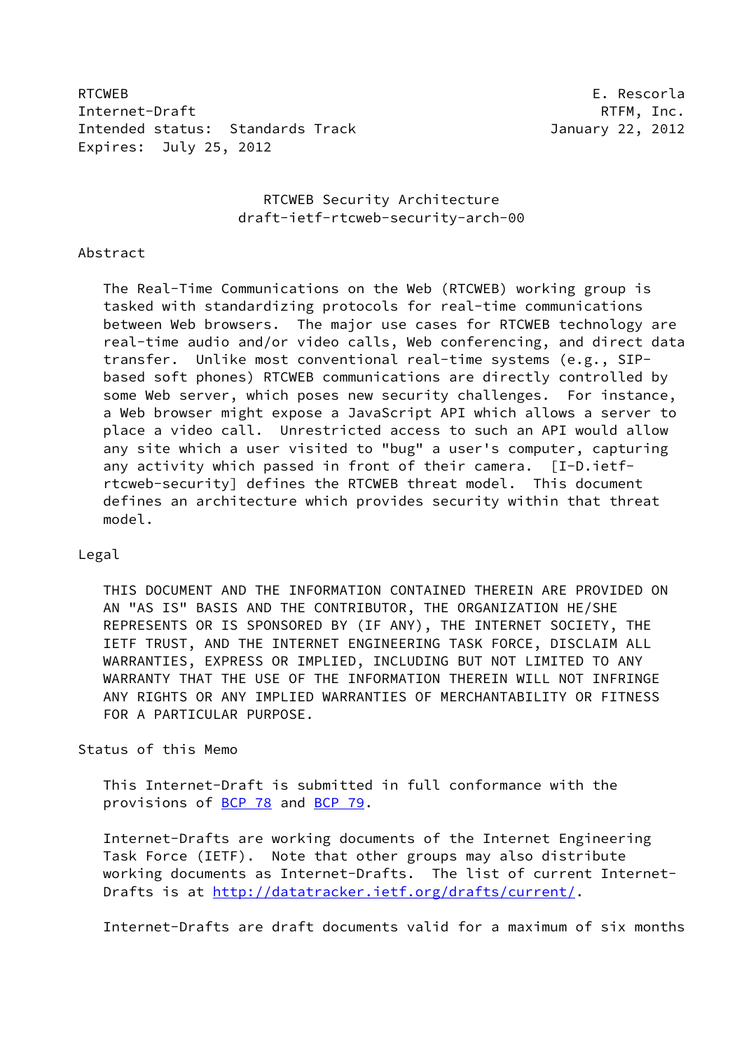RTCWEB E. Rescorla
Internet-Draft RTFM, Inc.
Intended status: Standards Track January 22, 2012
Expires: July 25, 2012

# RTCWEB Security Architecture
## draft-ietf-rtcweb-security-arch-00

## Abstract

The Real-Time Communications on the Web (RTCWEB) working group is tasked with standardizing protocols for real-time communications between Web browsers. The major use cases for RTCWEB technology are real-time audio and/or video calls, Web conferencing, and direct data transfer. Unlike most conventional real-time systems (e.g., SIP-based soft phones) RTCWEB communications are directly controlled by some Web server, which poses new security challenges. For instance, a Web browser might expose a JavaScript API which allows a server to place a video call. Unrestricted access to such an API would allow any site which a user visited to "bug" a user's computer, capturing any activity which passed in front of their camera. [I-D.ietf-rtcweb-security] defines the RTCWEB threat model. This document defines an architecture which provides security within that threat model.

## Legal

THIS DOCUMENT AND THE INFORMATION CONTAINED THEREIN ARE PROVIDED ON AN "AS IS" BASIS AND THE CONTRIBUTOR, THE ORGANIZATION HE/SHE REPRESENTS OR IS SPONSORED BY (IF ANY), THE INTERNET SOCIETY, THE IETF TRUST, AND THE INTERNET ENGINEERING TASK FORCE, DISCLAIM ALL WARRANTIES, EXPRESS OR IMPLIED, INCLUDING BUT NOT LIMITED TO ANY WARRANTY THAT THE USE OF THE INFORMATION THEREIN WILL NOT INFRINGE ANY RIGHTS OR ANY IMPLIED WARRANTIES OF MERCHANTABILITY OR FITNESS FOR A PARTICULAR PURPOSE.

## Status of this Memo

This Internet-Draft is submitted in full conformance with the provisions of BCP 78 and BCP 79.

Internet-Drafts are working documents of the Internet Engineering Task Force (IETF). Note that other groups may also distribute working documents as Internet-Drafts. The list of current Internet-Drafts is at http://datatracker.ietf.org/drafts/current/.

Internet-Drafts are draft documents valid for a maximum of six months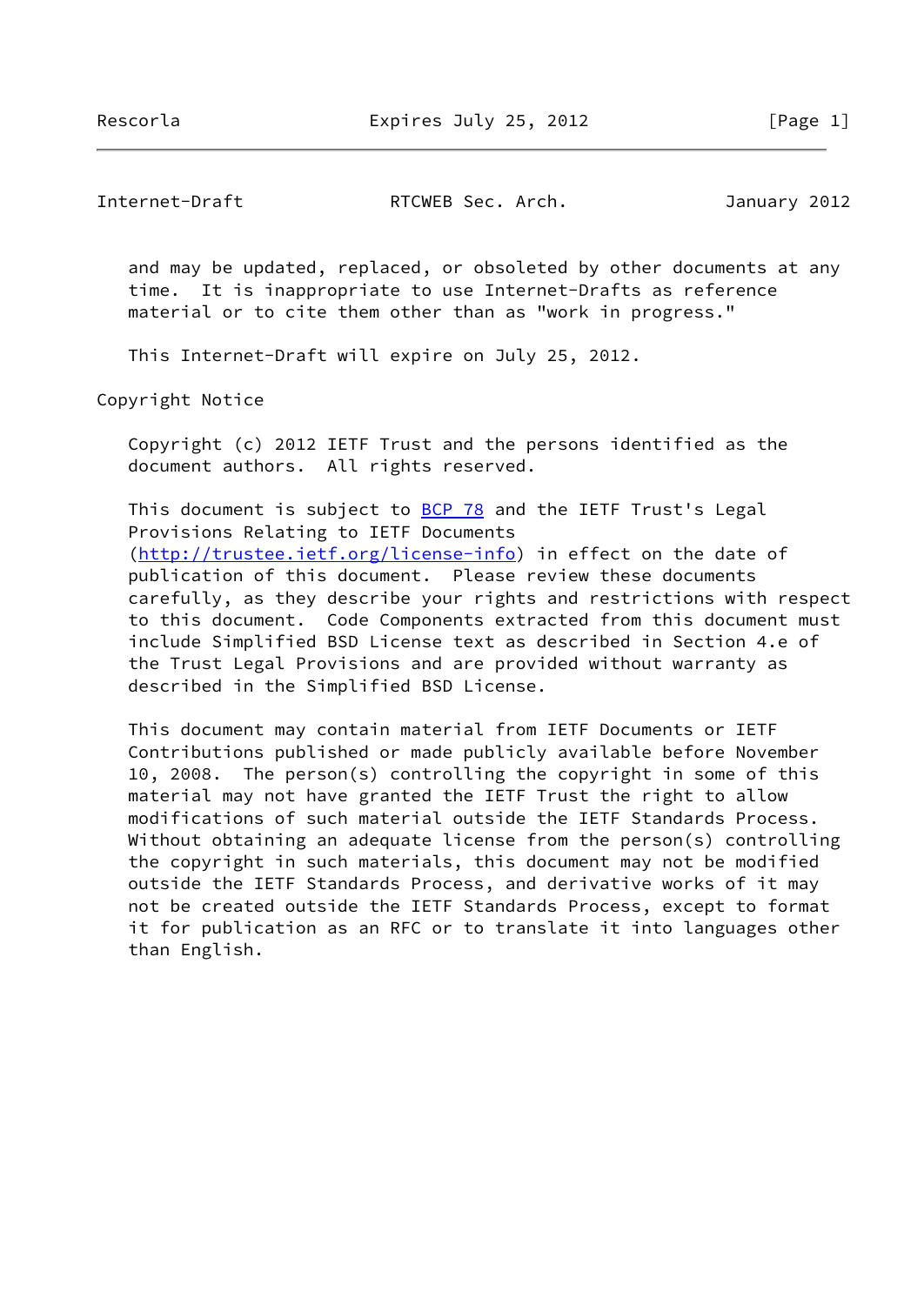and may be updated, replaced, or obsoleted by other documents at any time. It is inappropriate to use Internet-Drafts as reference material or to cite them other than as "work in progress."

This Internet-Draft will expire on July 25, 2012.

## Copyright Notice

Copyright (c) 2012 IETF Trust and the persons identified as the document authors. All rights reserved.

This document is subject to BCP 78 and the IETF Trust's Legal Provisions Relating to IETF Documents (http://trustee.ietf.org/license-info) in effect on the date of publication of this document. Please review these documents carefully, as they describe your rights and restrictions with respect to this document. Code Components extracted from this document must include Simplified BSD License text as described in Section 4.e of the Trust Legal Provisions and are provided without warranty as described in the Simplified BSD License.

This document may contain material from IETF Documents or IETF Contributions published or made publicly available before November 10, 2008. The person(s) controlling the copyright in some of this material may not have granted the IETF Trust the right to allow modifications of such material outside the IETF Standards Process. Without obtaining an adequate license from the person(s) controlling the copyright in such materials, this document may not be modified outside the IETF Standards Process, and derivative works of it may not be created outside the IETF Standards Process, except to format it for publication as an RFC or to translate it into languages other than English.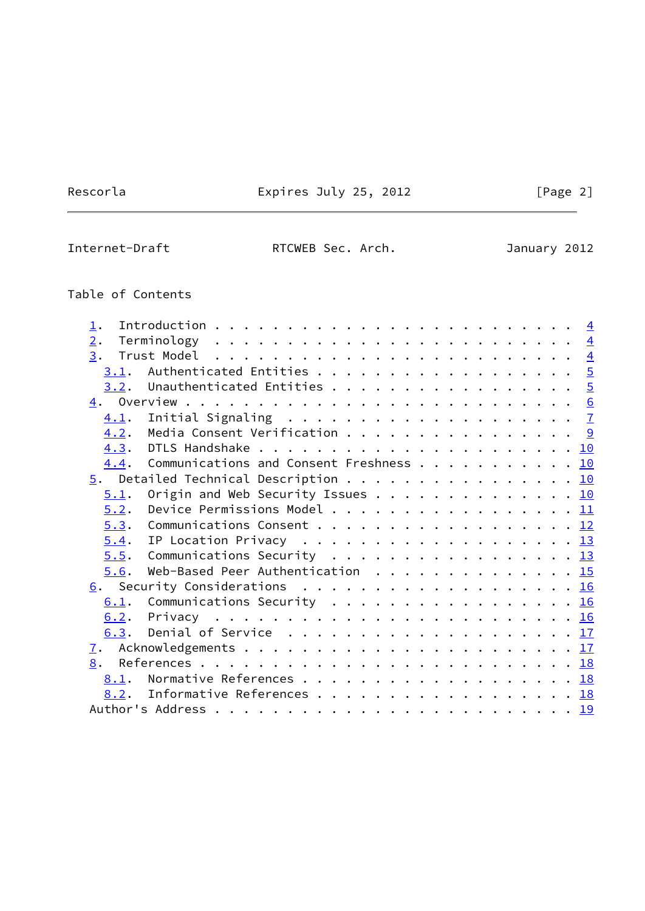# Table of Contents

1. Introduction . . . . . . . . . . . . . . . . . . . . . . . . . 4
2. Terminology . . . . . . . . . . . . . . . . . . . . . . . . . 4
3. Trust Model . . . . . . . . . . . . . . . . . . . . . . . . . 4
   3.1. Authenticated Entities . . . . . . . . . . . . . . . . . . 5
   3.2. Unauthenticated Entities . . . . . . . . . . . . . . . . . 5
4. Overview . . . . . . . . . . . . . . . . . . . . . . . . . . . 6
   4.1. Initial Signaling . . . . . . . . . . . . . . . . . . . . 7
   4.2. Media Consent Verification . . . . . . . . . . . . . . . . 9
   4.3. DTLS Handshake . . . . . . . . . . . . . . . . . . . . . . 10
   4.4. Communications and Consent Freshness . . . . . . . . . . . 10
5. Detailed Technical Description . . . . . . . . . . . . . . . . 10
   5.1. Origin and Web Security Issues . . . . . . . . . . . . . . 10
   5.2. Device Permissions Model . . . . . . . . . . . . . . . . . 11
   5.3. Communications Consent . . . . . . . . . . . . . . . . . . 12
   5.4. IP Location Privacy . . . . . . . . . . . . . . . . . . . 13
   5.5. Communications Security . . . . . . . . . . . . . . . . . 13
   5.6. Web-Based Peer Authentication . . . . . . . . . . . . . . 15
6. Security Considerations . . . . . . . . . . . . . . . . . . . 16
   6.1. Communications Security . . . . . . . . . . . . . . . . . 16
   6.2. Privacy . . . . . . . . . . . . . . . . . . . . . . . . . 16
   6.3. Denial of Service . . . . . . . . . . . . . . . . . . . . 17
7. Acknowledgements . . . . . . . . . . . . . . . . . . . . . . . 17
8. References . . . . . . . . . . . . . . . . . . . . . . . . . . 18
   8.1. Normative References . . . . . . . . . . . . . . . . . . . 18
   8.2. Informative References . . . . . . . . . . . . . . . . . . 18

Author's Address . . . . . . . . . . . . . . . . . . . . . . . . 19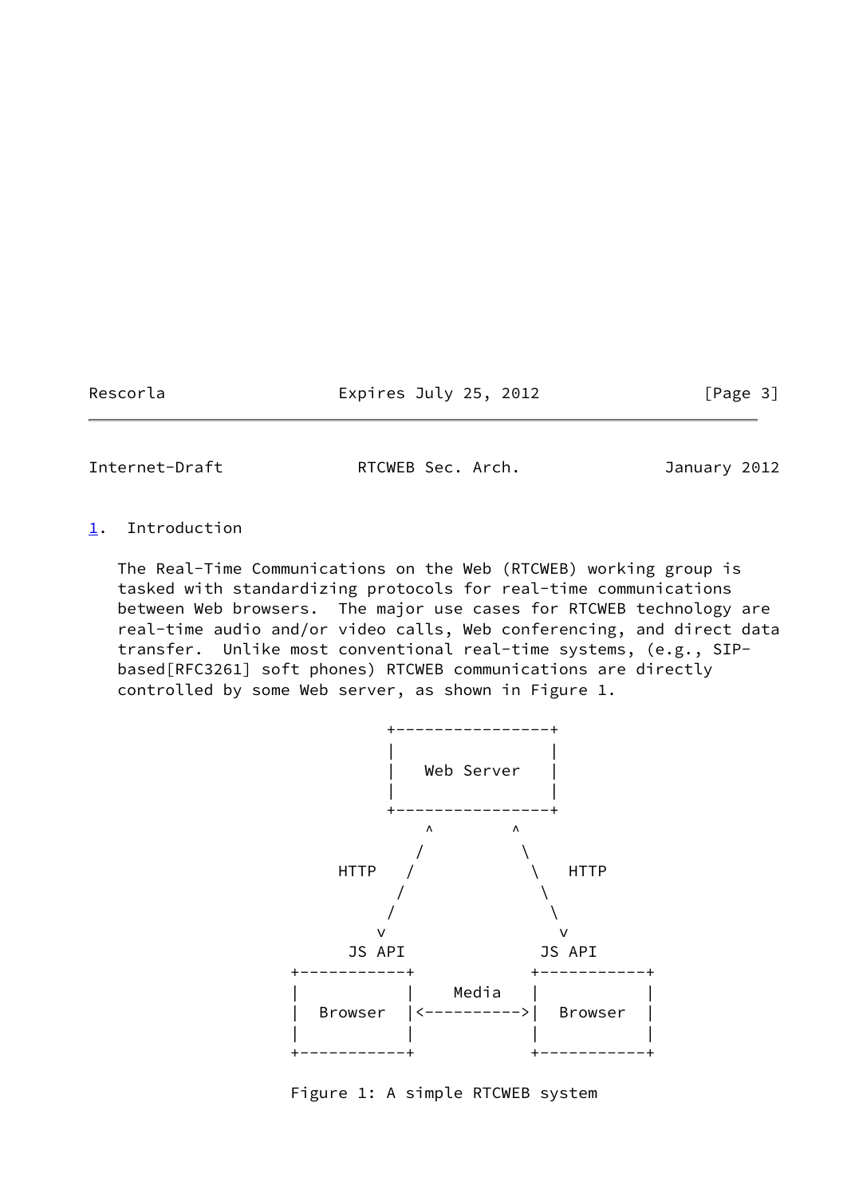## 1. Introduction

The Real-Time Communications on the Web (RTCWEB) working group is tasked with standardizing protocols for real-time communications between Web browsers. The major use cases for RTCWEB technology are real-time audio and/or video calls, Web conferencing, and direct data transfer. Unlike most conventional real-time systems, (e.g., SIP-based[RFC3261] soft phones) RTCWEB communications are directly controlled by some Web server, as shown in Figure 1.

```
                    +----------------+
                    |                |
                    |   Web Server   |
                    |                |
                    +----------------+
                        ^        ^
                       /          \
               HTTP   /            \   HTTP
                     /              \
                    /                \
                   v                  v
                JS API              JS API
          +-----------+            +-----------+
          |           |    Media   |           |
          |  Browser  |<---------->|  Browser  |
          |           |            |           |
          +-----------+            +-----------+
```

Figure 1: A simple RTCWEB system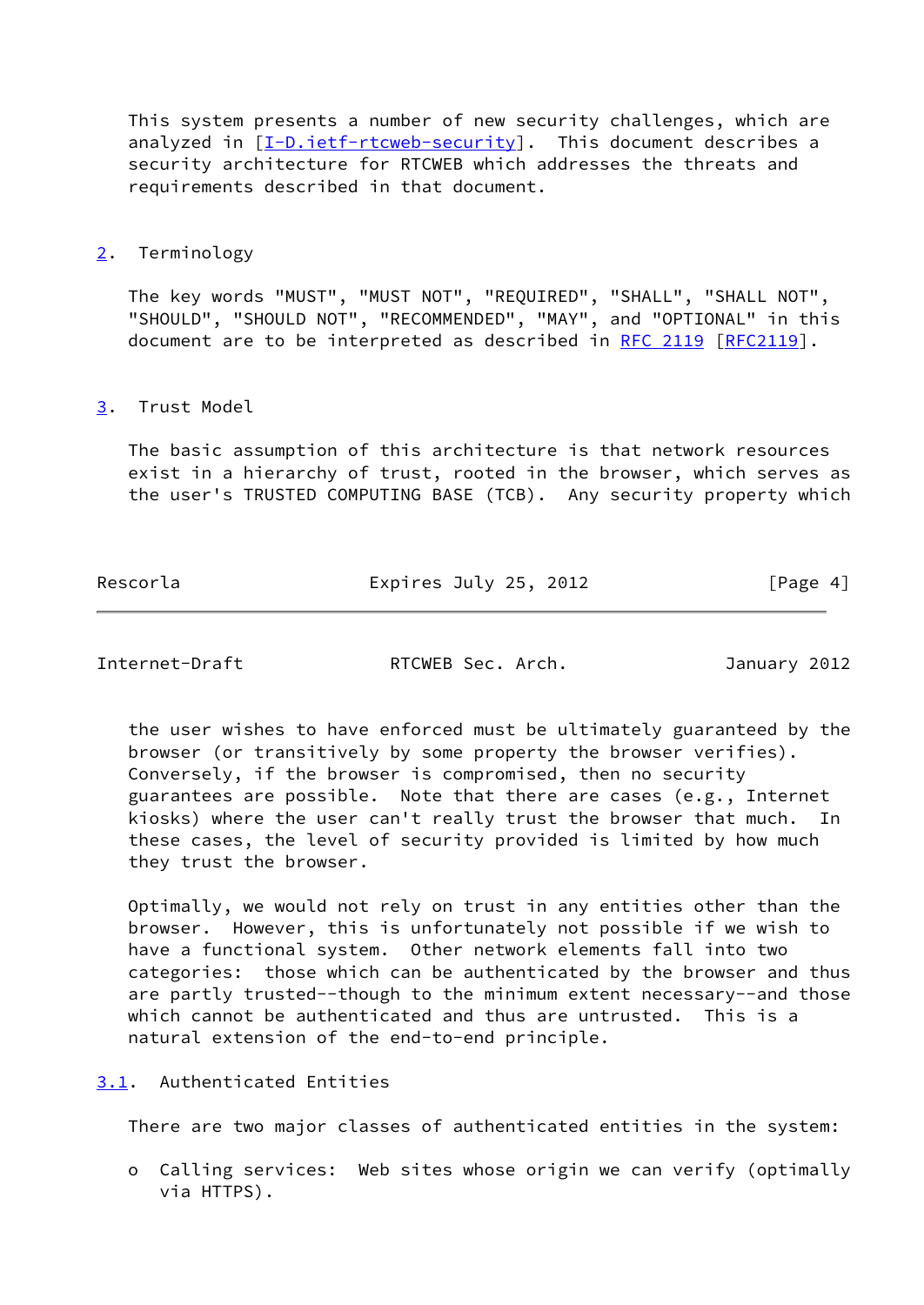This system presents a number of new security challenges, which are analyzed in [I-D.ietf-rtcweb-security]. This document describes a security architecture for RTCWEB which addresses the threats and requirements described in that document.

## 2. Terminology

The key words "MUST", "MUST NOT", "REQUIRED", "SHALL", "SHALL NOT", "SHOULD", "SHOULD NOT", "RECOMMENDED", "MAY", and "OPTIONAL" in this document are to be interpreted as described in RFC 2119 [RFC2119].

## 3. Trust Model

The basic assumption of this architecture is that network resources exist in a hierarchy of trust, rooted in the browser, which serves as the user's TRUSTED COMPUTING BASE (TCB). Any security property which the user wishes to have enforced must be ultimately guaranteed by the browser (or transitively by some property the browser verifies). Conversely, if the browser is compromised, then no security guarantees are possible. Note that there are cases (e.g., Internet kiosks) where the user can't really trust the browser that much. In these cases, the level of security provided is limited by how much they trust the browser.

Optimally, we would not rely on trust in any entities other than the browser. However, this is unfortunately not possible if we wish to have a functional system. Other network elements fall into two categories: those which can be authenticated by the browser and thus are partly trusted--though to the minimum extent necessary--and those which cannot be authenticated and thus are untrusted. This is a natural extension of the end-to-end principle.

### 3.1. Authenticated Entities

There are two major classes of authenticated entities in the system:

- Calling services: Web sites whose origin we can verify (optimally via HTTPS).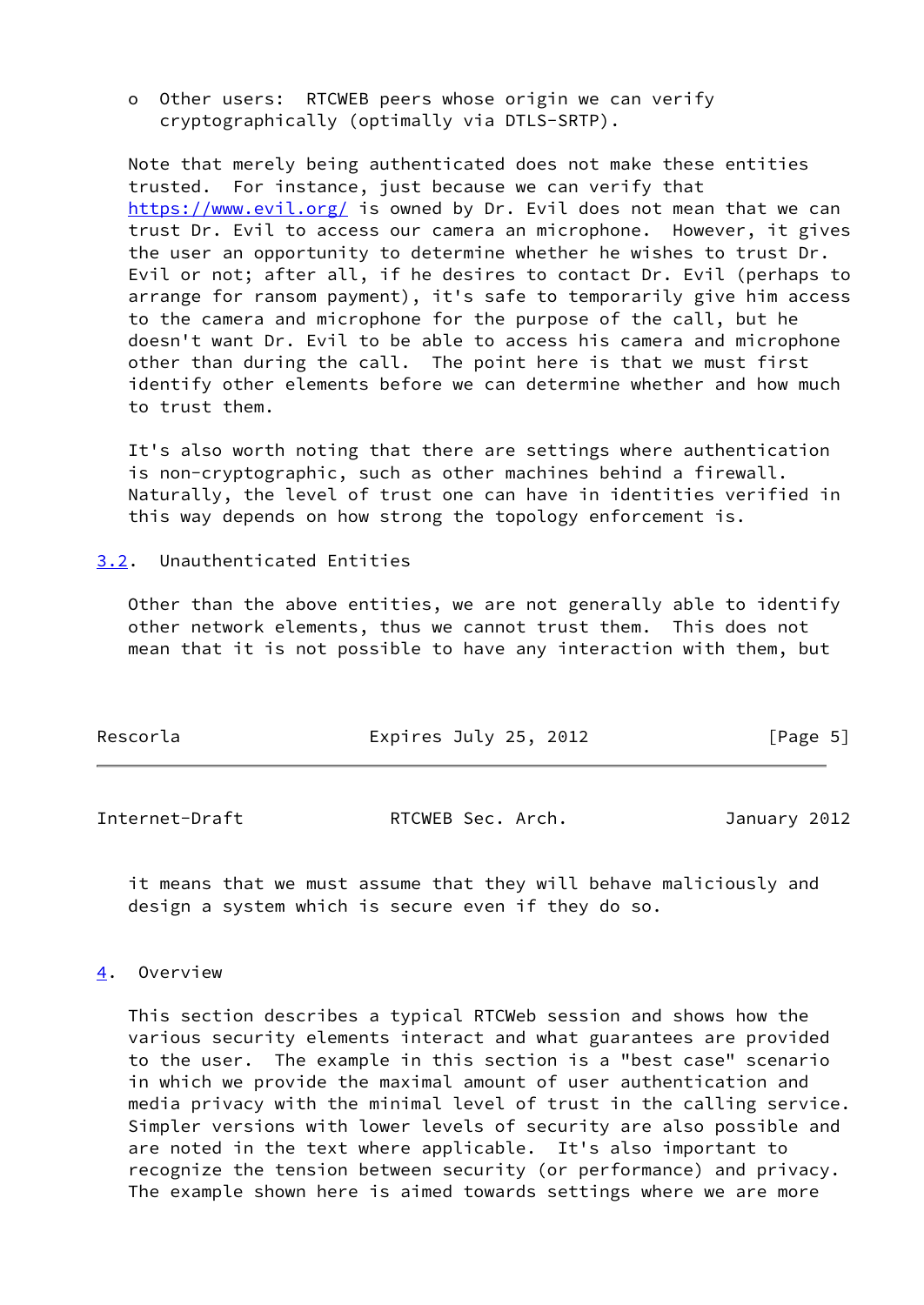o  Other users:  RTCWEB peers whose origin we can verify cryptographically (optimally via DTLS-SRTP).

Note that merely being authenticated does not make these entities trusted.  For instance, just because we can verify that https://www.evil.org/ is owned by Dr. Evil does not mean that we can trust Dr. Evil to access our camera an microphone.  However, it gives the user an opportunity to determine whether he wishes to trust Dr. Evil or not; after all, if he desires to contact Dr. Evil (perhaps to arrange for ransom payment), it's safe to temporarily give him access to the camera and microphone for the purpose of the call, but he doesn't want Dr. Evil to be able to access his camera and microphone other than during the call.  The point here is that we must first identify other elements before we can determine whether and how much to trust them.

It's also worth noting that there are settings where authentication is non-cryptographic, such as other machines behind a firewall. Naturally, the level of trust one can have in identities verified in this way depends on how strong the topology enforcement is.

### 3.2.  Unauthenticated Entities

Other than the above entities, we are not generally able to identify other network elements, thus we cannot trust them.  This does not mean that it is not possible to have any interaction with them, but it means that we must assume that they will behave maliciously and design a system which is secure even if they do so.

## 4.  Overview

This section describes a typical RTCWeb session and shows how the various security elements interact and what guarantees are provided to the user.  The example in this section is a "best case" scenario in which we provide the maximal amount of user authentication and media privacy with the minimal level of trust in the calling service. Simpler versions with lower levels of security are also possible and are noted in the text where applicable.  It's also important to recognize the tension between security (or performance) and privacy. The example shown here is aimed towards settings where we are more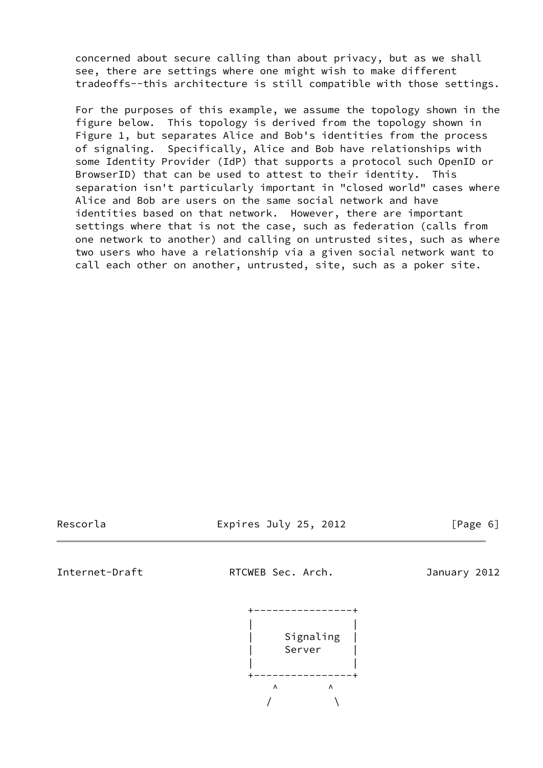concerned about secure calling than about privacy, but as we shall see, there are settings where one might wish to make different tradeoffs--this architecture is still compatible with those settings.

For the purposes of this example, we assume the topology shown in the figure below. This topology is derived from the topology shown in Figure 1, but separates Alice and Bob's identities from the process of signaling. Specifically, Alice and Bob have relationships with some Identity Provider (IdP) that supports a protocol such OpenID or BrowserID) that can be used to attest to their identity. This separation isn't particularly important in "closed world" cases where Alice and Bob are users on the same social network and have identities based on that network. However, there are important settings where that is not the case, such as federation (calls from one network to another) and calling on untrusted sites, such as where two users who have a relationship via a given social network want to call each other on another, untrusted, site, such as a poker site.

```
                     +----------------+
                     |                |
                     |   Signaling    |
                     |   Server       |
                     |                |
                     +----------------+
                        ^        ^
                       /          \
```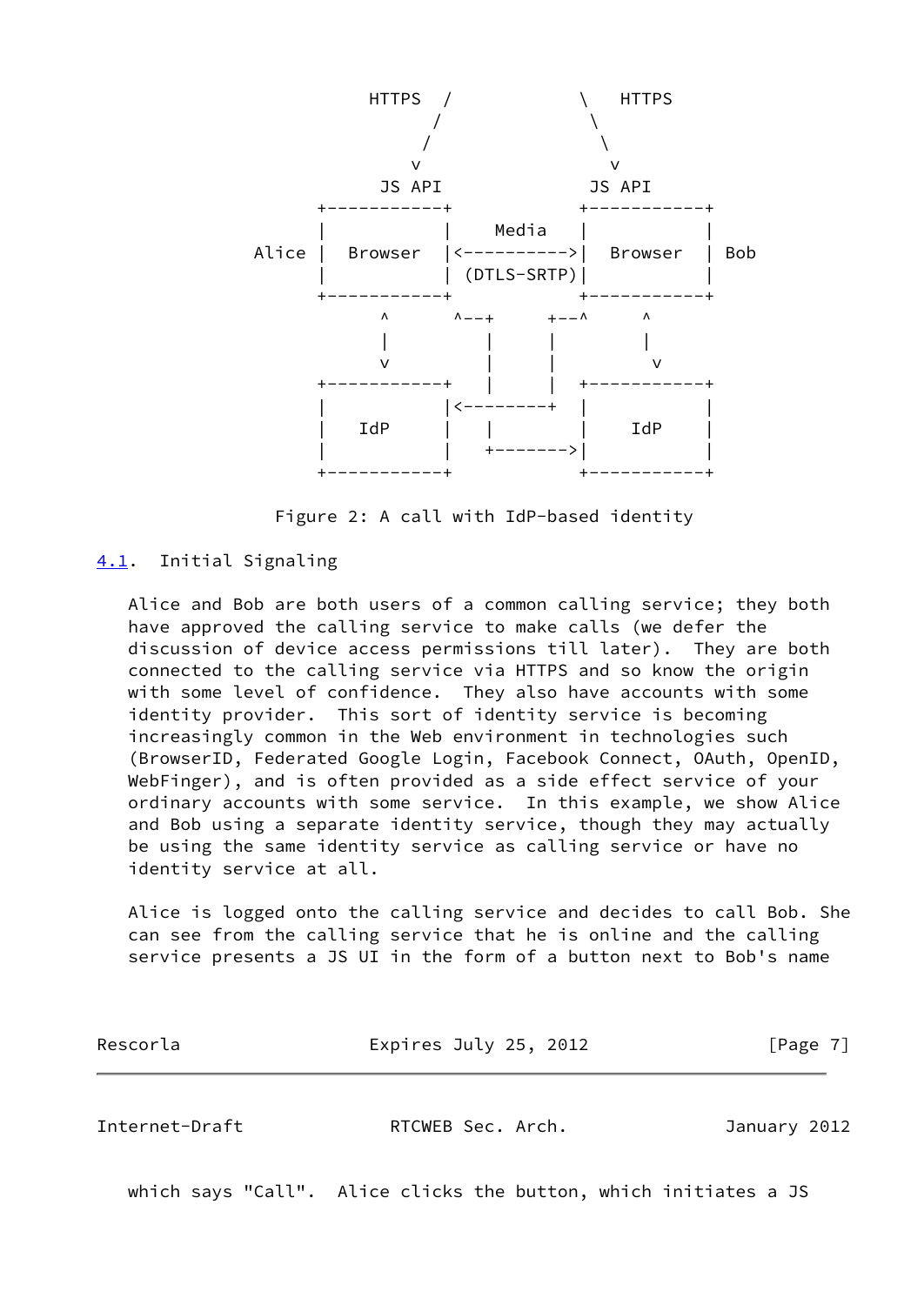```
                HTTPS  /            \   HTTPS
                      /              \
                     /                \
                    v                  v
                 JS API             JS API
              +-----------+       +-----------+
              |           |  Media |           |
        Alice |  Browser  |<---------->|  Browser  | Bob
              |           | (DTLS-SRTP)|           |
              +-----------+       +-----------+
                    ^      ^--+     +--^     ^
                    |         |     |        |
                    v         |     |        v
              +-----------+   |     |  +-----------+
              |           |<--------+  |           |
              |   IdP     |   |        |    IdP    |
              |           |   +------->|           |
              +-----------+            +-----------+
```

Figure 2: A call with IdP-based identity

## 4.1. Initial Signaling

Alice and Bob are both users of a common calling service; they both have approved the calling service to make calls (we defer the discussion of device access permissions till later). They are both connected to the calling service via HTTPS and so know the origin with some level of confidence. They also have accounts with some identity provider. This sort of identity service is becoming increasingly common in the Web environment in technologies such (BrowserID, Federated Google Login, Facebook Connect, OAuth, OpenID, WebFinger), and is often provided as a side effect service of your ordinary accounts with some service. In this example, we show Alice and Bob using a separate identity service, though they may actually be using the same identity service as calling service or have no identity service at all.

Alice is logged onto the calling service and decides to call Bob. She can see from the calling service that he is online and the calling service presents a JS UI in the form of a button next to Bob's name which says "Call". Alice clicks the button, which initiates a JS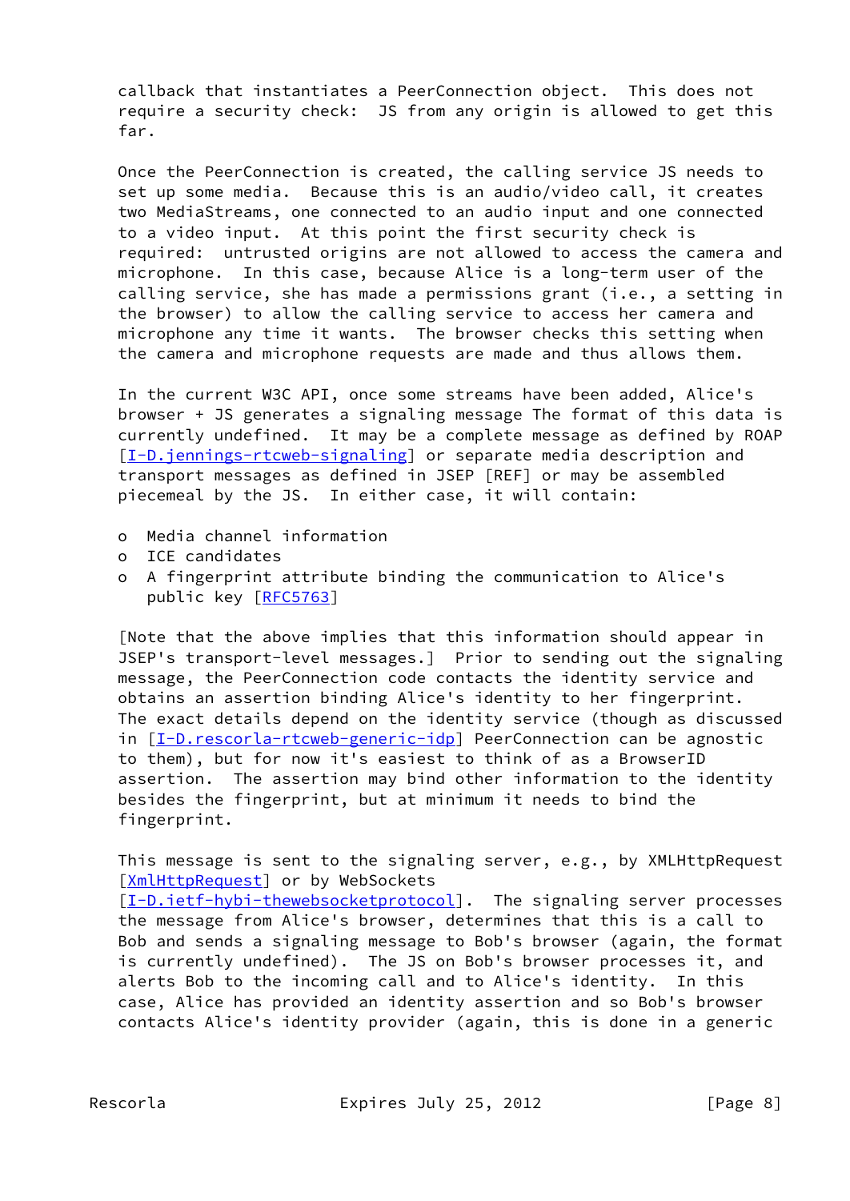callback that instantiates a PeerConnection object. This does not require a security check: JS from any origin is allowed to get this far.

Once the PeerConnection is created, the calling service JS needs to set up some media. Because this is an audio/video call, it creates two MediaStreams, one connected to an audio input and one connected to a video input. At this point the first security check is required: untrusted origins are not allowed to access the camera and microphone. In this case, because Alice is a long-term user of the calling service, she has made a permissions grant (i.e., a setting in the browser) to allow the calling service to access her camera and microphone any time it wants. The browser checks this setting when the camera and microphone requests are made and thus allows them.

In the current W3C API, once some streams have been added, Alice's browser + JS generates a signaling message The format of this data is currently undefined. It may be a complete message as defined by ROAP [I-D.jennings-rtcweb-signaling] or separate media description and transport messages as defined in JSEP [REF] or may be assembled piecemeal by the JS. In either case, it will contain:

- Media channel information
- ICE candidates
- A fingerprint attribute binding the communication to Alice's public key [RFC5763]

[Note that the above implies that this information should appear in JSEP's transport-level messages.] Prior to sending out the signaling message, the PeerConnection code contacts the identity service and obtains an assertion binding Alice's identity to her fingerprint. The exact details depend on the identity service (though as discussed in [I-D.rescorla-rtcweb-generic-idp] PeerConnection can be agnostic to them), but for now it's easiest to think of as a BrowserID assertion. The assertion may bind other information to the identity besides the fingerprint, but at minimum it needs to bind the fingerprint.

This message is sent to the signaling server, e.g., by XMLHttpRequest [XmlHttpRequest] or by WebSockets [I-D.ietf-hybi-thewebsocketprotocol]. The signaling server processes the message from Alice's browser, determines that this is a call to Bob and sends a signaling message to Bob's browser (again, the format is currently undefined). The JS on Bob's browser processes it, and alerts Bob to the incoming call and to Alice's identity. In this case, Alice has provided an identity assertion and so Bob's browser contacts Alice's identity provider (again, this is done in a generic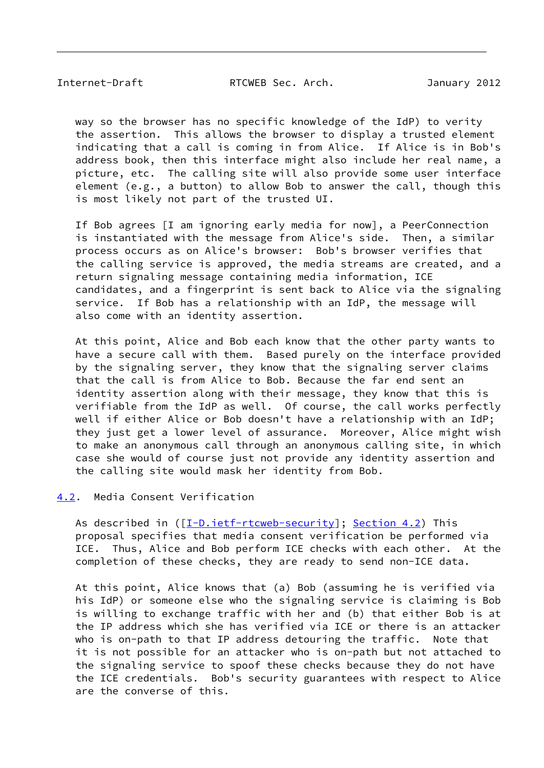way so the browser has no specific knowledge of the IdP) to verity the assertion. This allows the browser to display a trusted element indicating that a call is coming in from Alice. If Alice is in Bob's address book, then this interface might also include her real name, a picture, etc. The calling site will also provide some user interface element (e.g., a button) to allow Bob to answer the call, though this is most likely not part of the trusted UI.

If Bob agrees [I am ignoring early media for now], a PeerConnection is instantiated with the message from Alice's side. Then, a similar process occurs as on Alice's browser: Bob's browser verifies that the calling service is approved, the media streams are created, and a return signaling message containing media information, ICE candidates, and a fingerprint is sent back to Alice via the signaling service. If Bob has a relationship with an IdP, the message will also come with an identity assertion.

At this point, Alice and Bob each know that the other party wants to have a secure call with them. Based purely on the interface provided by the signaling server, they know that the signaling server claims that the call is from Alice to Bob. Because the far end sent an identity assertion along with their message, they know that this is verifiable from the IdP as well. Of course, the call works perfectly well if either Alice or Bob doesn't have a relationship with an IdP; they just get a lower level of assurance. Moreover, Alice might wish to make an anonymous call through an anonymous calling site, in which case she would of course just not provide any identity assertion and the calling site would mask her identity from Bob.

## 4.2. Media Consent Verification

As described in ([I-D.ietf-rtcweb-security]; Section 4.2) This proposal specifies that media consent verification be performed via ICE. Thus, Alice and Bob perform ICE checks with each other. At the completion of these checks, they are ready to send non-ICE data.

At this point, Alice knows that (a) Bob (assuming he is verified via his IdP) or someone else who the signaling service is claiming is Bob is willing to exchange traffic with her and (b) that either Bob is at the IP address which she has verified via ICE or there is an attacker who is on-path to that IP address detouring the traffic. Note that it is not possible for an attacker who is on-path but not attached to the signaling service to spoof these checks because they do not have the ICE credentials. Bob's security guarantees with respect to Alice are the converse of this.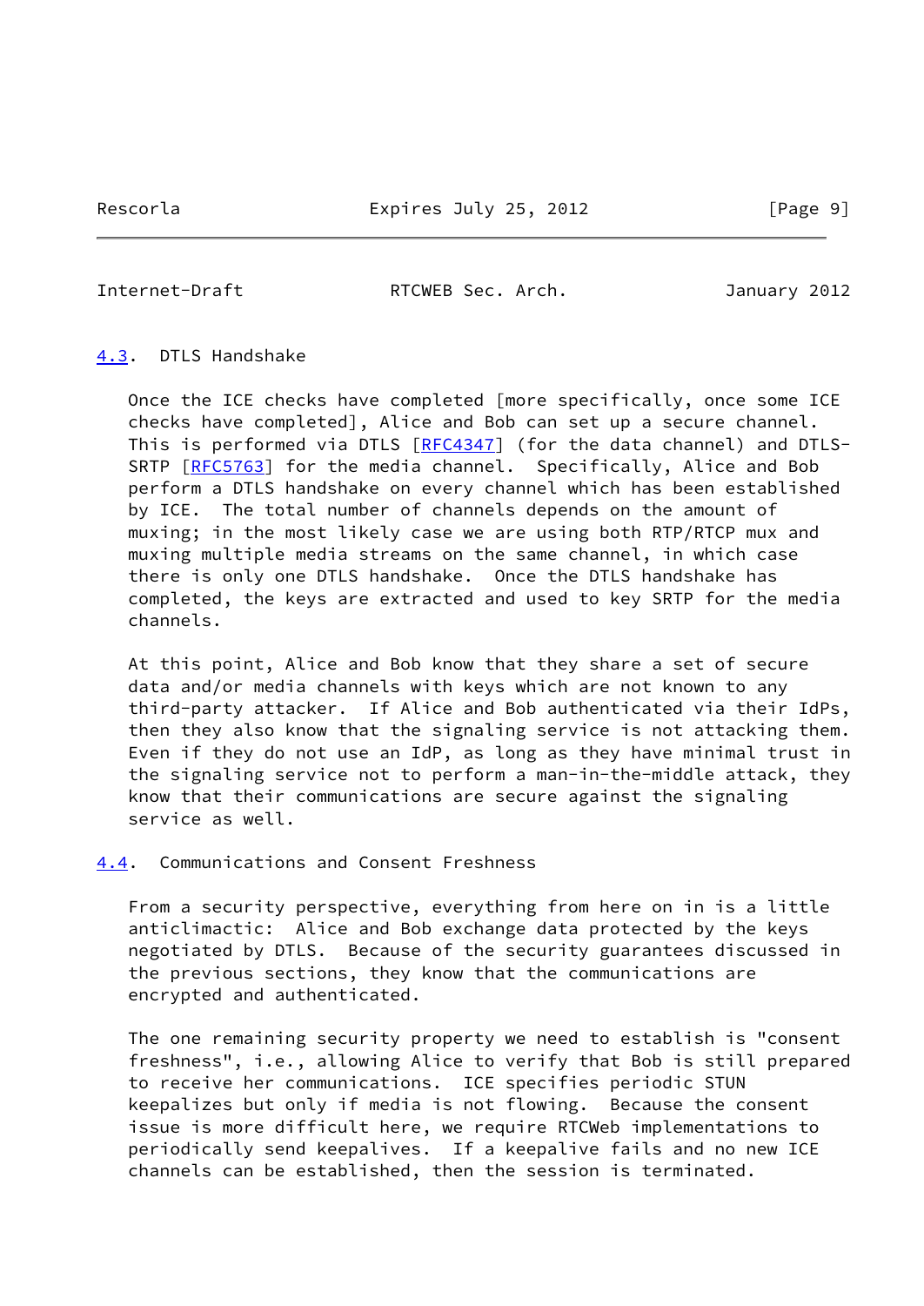### 4.3. DTLS Handshake

Once the ICE checks have completed [more specifically, once some ICE checks have completed], Alice and Bob can set up a secure channel. This is performed via DTLS [RFC4347] (for the data channel) and DTLS-SRTP [RFC5763] for the media channel. Specifically, Alice and Bob perform a DTLS handshake on every channel which has been established by ICE. The total number of channels depends on the amount of muxing; in the most likely case we are using both RTP/RTCP mux and muxing multiple media streams on the same channel, in which case there is only one DTLS handshake. Once the DTLS handshake has completed, the keys are extracted and used to key SRTP for the media channels.

At this point, Alice and Bob know that they share a set of secure data and/or media channels with keys which are not known to any third-party attacker. If Alice and Bob authenticated via their IdPs, then they also know that the signaling service is not attacking them. Even if they do not use an IdP, as long as they have minimal trust in the signaling service not to perform a man-in-the-middle attack, they know that their communications are secure against the signaling service as well.

### 4.4. Communications and Consent Freshness

From a security perspective, everything from here on in is a little anticlimactic: Alice and Bob exchange data protected by the keys negotiated by DTLS. Because of the security guarantees discussed in the previous sections, they know that the communications are encrypted and authenticated.

The one remaining security property we need to establish is "consent freshness", i.e., allowing Alice to verify that Bob is still prepared to receive her communications. ICE specifies periodic STUN keepalizes but only if media is not flowing. Because the consent issue is more difficult here, we require RTCWeb implementations to periodically send keepalives. If a keepalive fails and no new ICE channels can be established, then the session is terminated.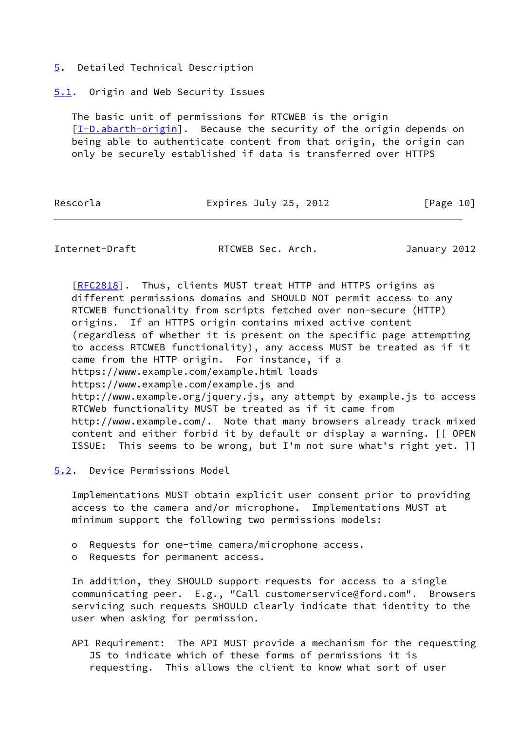# 5. Detailed Technical Description

## 5.1. Origin and Web Security Issues

The basic unit of permissions for RTCWEB is the origin [I-D.abarth-origin]. Because the security of the origin depends on being able to authenticate content from that origin, the origin can only be securely established if data is transferred over HTTPS [RFC2818]. Thus, clients MUST treat HTTP and HTTPS origins as different permissions domains and SHOULD NOT permit access to any RTCWEB functionality from scripts fetched over non-secure (HTTP) origins. If an HTTPS origin contains mixed active content (regardless of whether it is present on the specific page attempting to access RTCWEB functionality), any access MUST be treated as if it came from the HTTP origin. For instance, if a https://www.example.com/example.html loads https://www.example.com/example.js and http://www.example.org/jquery.js, any attempt by example.js to access RTCWeb functionality MUST be treated as if it came from http://www.example.com/. Note that many browsers already track mixed content and either forbid it by default or display a warning. [[ OPEN ISSUE: This seems to be wrong, but I'm not sure what's right yet. ]]

## 5.2. Device Permissions Model

Implementations MUST obtain explicit user consent prior to providing access to the camera and/or microphone. Implementations MUST at minimum support the following two permissions models:

- Requests for one-time camera/microphone access.
- Requests for permanent access.

In addition, they SHOULD support requests for access to a single communicating peer. E.g., "Call customerservice@ford.com". Browsers servicing such requests SHOULD clearly indicate that identity to the user when asking for permission.

API Requirement: The API MUST provide a mechanism for the requesting JS to indicate which of these forms of permissions it is requesting. This allows the client to know what sort of user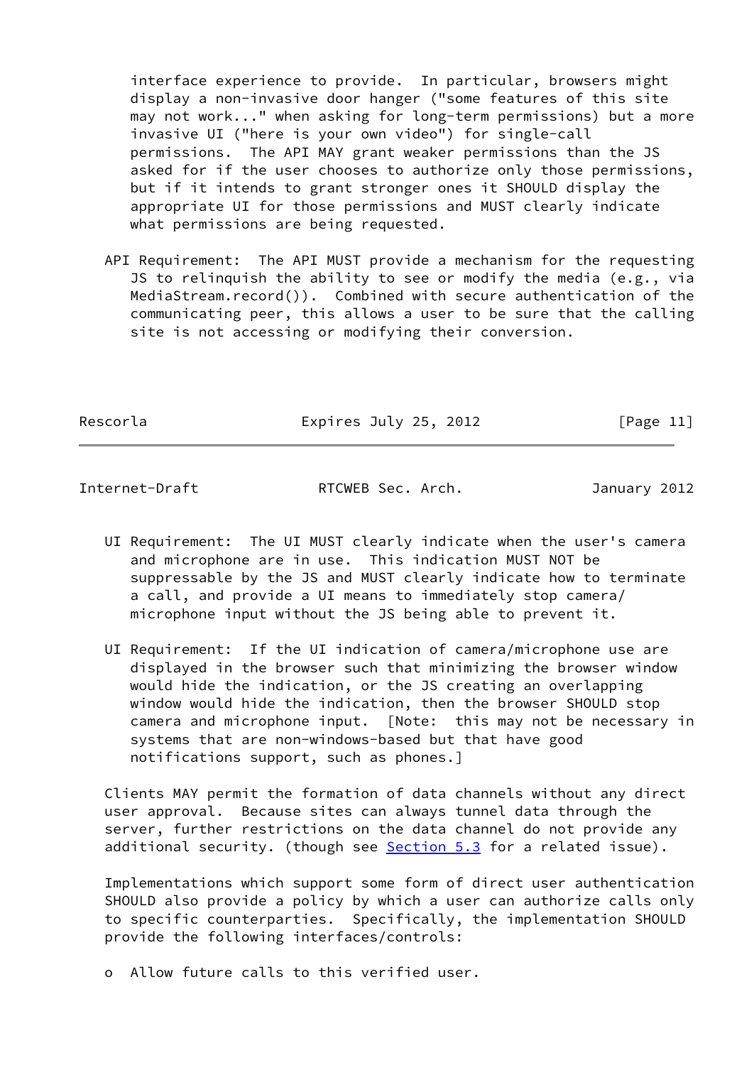interface experience to provide. In particular, browsers might display a non-invasive door hanger ("some features of this site may not work..." when asking for long-term permissions) but a more invasive UI ("here is your own video") for single-call permissions. The API MAY grant weaker permissions than the JS asked for if the user chooses to authorize only those permissions, but if it intends to grant stronger ones it SHOULD display the appropriate UI for those permissions and MUST clearly indicate what permissions are being requested.

API Requirement: The API MUST provide a mechanism for the requesting JS to relinquish the ability to see or modify the media (e.g., via MediaStream.record()). Combined with secure authentication of the communicating peer, this allows a user to be sure that the calling site is not accessing or modifying their conversion.

UI Requirement: The UI MUST clearly indicate when the user's camera and microphone are in use. This indication MUST NOT be suppressable by the JS and MUST clearly indicate how to terminate a call, and provide a UI means to immediately stop camera/ microphone input without the JS being able to prevent it.

UI Requirement: If the UI indication of camera/microphone use are displayed in the browser such that minimizing the browser window would hide the indication, or the JS creating an overlapping window would hide the indication, then the browser SHOULD stop camera and microphone input. [Note: this may not be necessary in systems that are non-windows-based but that have good notifications support, such as phones.]

Clients MAY permit the formation of data channels without any direct user approval. Because sites can always tunnel data through the server, further restrictions on the data channel do not provide any additional security. (though see Section 5.3 for a related issue).

Implementations which support some form of direct user authentication SHOULD also provide a policy by which a user can authorize calls only to specific counterparties. Specifically, the implementation SHOULD provide the following interfaces/controls:

- Allow future calls to this verified user.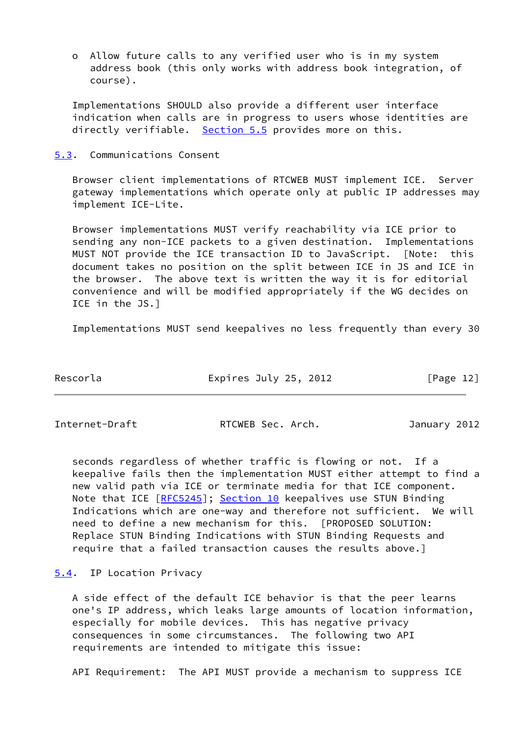- Allow future calls to any verified user who is in my system address book (this only works with address book integration, of course).

Implementations SHOULD also provide a different user interface indication when calls are in progress to users whose identities are directly verifiable. Section 5.5 provides more on this.

### 5.3. Communications Consent

Browser client implementations of RTCWEB MUST implement ICE. Server gateway implementations which operate only at public IP addresses may implement ICE-Lite.

Browser implementations MUST verify reachability via ICE prior to sending any non-ICE packets to a given destination. Implementations MUST NOT provide the ICE transaction ID to JavaScript. [Note: this document takes no position on the split between ICE in JS and ICE in the browser. The above text is written the way it is for editorial convenience and will be modified appropriately if the WG decides on ICE in the JS.]

Implementations MUST send keepalives no less frequently than every 30 seconds regardless of whether traffic is flowing or not. If a keepalive fails then the implementation MUST either attempt to find a new valid path via ICE or terminate media for that ICE component. Note that ICE [RFC5245]; Section 10 keepalives use STUN Binding Indications which are one-way and therefore not sufficient. We will need to define a new mechanism for this. [PROPOSED SOLUTION: Replace STUN Binding Indications with STUN Binding Requests and require that a failed transaction causes the results above.]

### 5.4. IP Location Privacy

A side effect of the default ICE behavior is that the peer learns one's IP address, which leaks large amounts of location information, especially for mobile devices. This has negative privacy consequences in some circumstances. The following two API requirements are intended to mitigate this issue:

API Requirement: The API MUST provide a mechanism to suppress ICE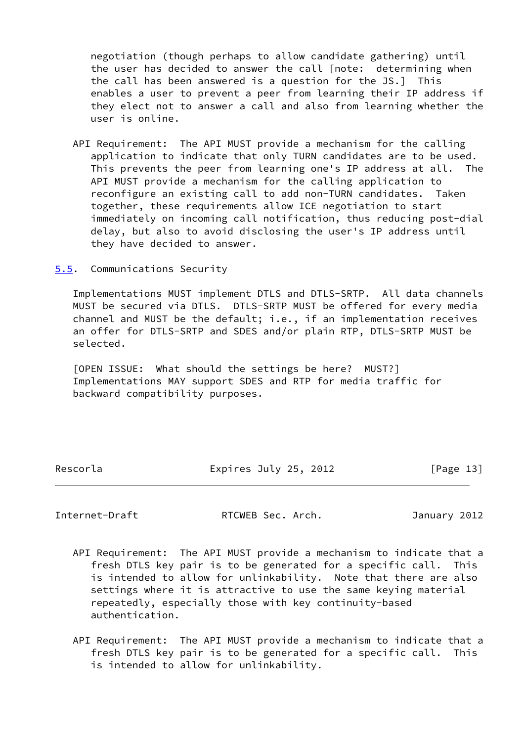negotiation (though perhaps to allow candidate gathering) until the user has decided to answer the call [note: determining when the call has been answered is a question for the JS.] This enables a user to prevent a peer from learning their IP address if they elect not to answer a call and also from learning whether the user is online.

API Requirement: The API MUST provide a mechanism for the calling application to indicate that only TURN candidates are to be used. This prevents the peer from learning one's IP address at all. The API MUST provide a mechanism for the calling application to reconfigure an existing call to add non-TURN candidates. Taken together, these requirements allow ICE negotiation to start immediately on incoming call notification, thus reducing post-dial delay, but also to avoid disclosing the user's IP address until they have decided to answer.

### 5.5. Communications Security

Implementations MUST implement DTLS and DTLS-SRTP. All data channels MUST be secured via DTLS. DTLS-SRTP MUST be offered for every media channel and MUST be the default; i.e., if an implementation receives an offer for DTLS-SRTP and SDES and/or plain RTP, DTLS-SRTP MUST be selected.

[OPEN ISSUE: What should the settings be here? MUST?] Implementations MAY support SDES and RTP for media traffic for backward compatibility purposes.

API Requirement: The API MUST provide a mechanism to indicate that a fresh DTLS key pair is to be generated for a specific call. This is intended to allow for unlinkability. Note that there are also settings where it is attractive to use the same keying material repeatedly, especially those with key continuity-based authentication.

API Requirement: The API MUST provide a mechanism to indicate that a fresh DTLS key pair is to be generated for a specific call. This is intended to allow for unlinkability.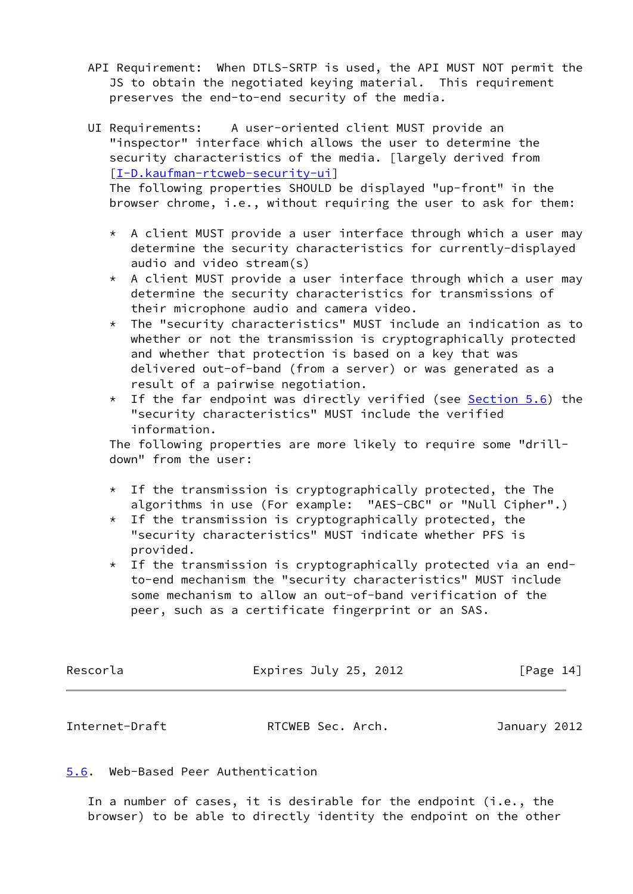API Requirement: When DTLS-SRTP is used, the API MUST NOT permit the JS to obtain the negotiated keying material. This requirement preserves the end-to-end security of the media.

UI Requirements: A user-oriented client MUST provide an "inspector" interface which allows the user to determine the security characteristics of the media. [largely derived from [I-D.kaufman-rtcweb-security-ui]
The following properties SHOULD be displayed "up-front" in the browser chrome, i.e., without requiring the user to ask for them:

* A client MUST provide a user interface through which a user may determine the security characteristics for currently-displayed audio and video stream(s)
* A client MUST provide a user interface through which a user may determine the security characteristics for transmissions of their microphone audio and camera video.
* The "security characteristics" MUST include an indication as to whether or not the transmission is cryptographically protected and whether that protection is based on a key that was delivered out-of-band (from a server) or was generated as a result of a pairwise negotiation.
* If the far endpoint was directly verified (see Section 5.6) the "security characteristics" MUST include the verified information.

The following properties are more likely to require some "drill-down" from the user:

* If the transmission is cryptographically protected, the The algorithms in use (For example: "AES-CBC" or "Null Cipher".)
* If the transmission is cryptographically protected, the "security characteristics" MUST indicate whether PFS is provided.
* If the transmission is cryptographically protected via an end-to-end mechanism the "security characteristics" MUST include some mechanism to allow an out-of-band verification of the peer, such as a certificate fingerprint or an SAS.

### 5.6. Web-Based Peer Authentication

In a number of cases, it is desirable for the endpoint (i.e., the browser) to be able to directly identity the endpoint on the other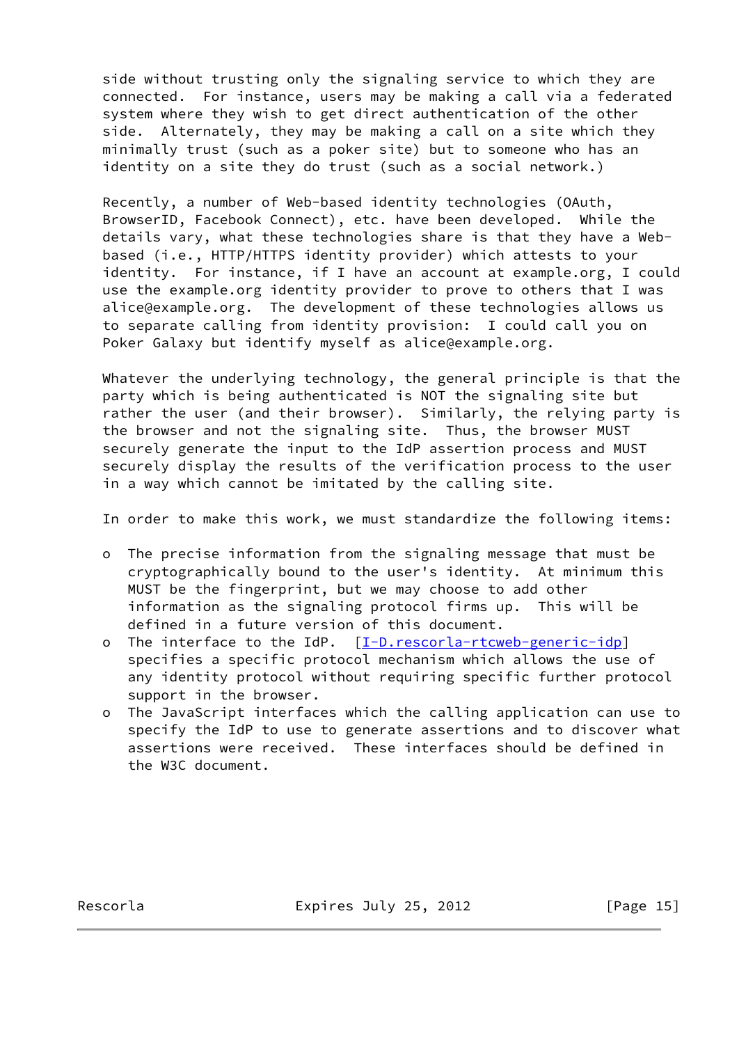side without trusting only the signaling service to which they are connected. For instance, users may be making a call via a federated system where they wish to get direct authentication of the other side. Alternately, they may be making a call on a site which they minimally trust (such as a poker site) but to someone who has an identity on a site they do trust (such as a social network.)

Recently, a number of Web-based identity technologies (OAuth, BrowserID, Facebook Connect), etc. have been developed. While the details vary, what these technologies share is that they have a Web-based (i.e., HTTP/HTTPS identity provider) which attests to your identity. For instance, if I have an account at example.org, I could use the example.org identity provider to prove to others that I was alice@example.org. The development of these technologies allows us to separate calling from identity provision: I could call you on Poker Galaxy but identify myself as alice@example.org.

Whatever the underlying technology, the general principle is that the party which is being authenticated is NOT the signaling site but rather the user (and their browser). Similarly, the relying party is the browser and not the signaling site. Thus, the browser MUST securely generate the input to the IdP assertion process and MUST securely display the results of the verification process to the user in a way which cannot be imitated by the calling site.

In order to make this work, we must standardize the following items:

- The precise information from the signaling message that must be cryptographically bound to the user's identity. At minimum this MUST be the fingerprint, but we may choose to add other information as the signaling protocol firms up. This will be defined in a future version of this document.
- The interface to the IdP. [I-D.rescorla-rtcweb-generic-idp] specifies a specific protocol mechanism which allows the use of any identity protocol without requiring specific further protocol support in the browser.
- The JavaScript interfaces which the calling application can use to specify the IdP to use to generate assertions and to discover what assertions were received. These interfaces should be defined in the W3C document.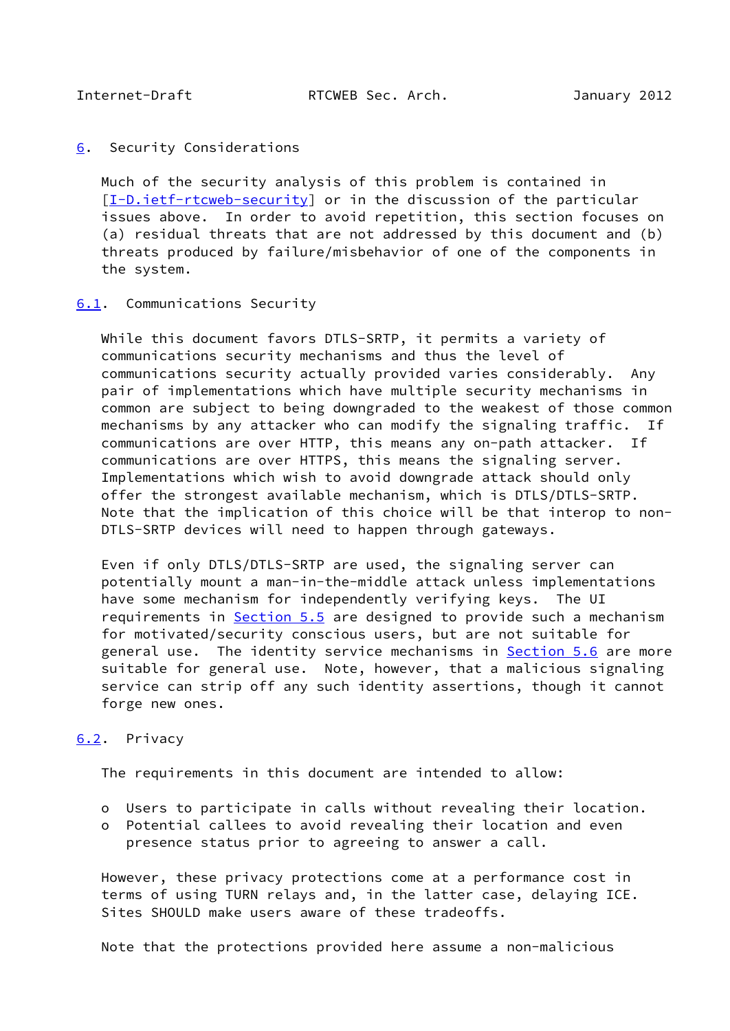## 6. Security Considerations

Much of the security analysis of this problem is contained in [I-D.ietf-rtcweb-security] or in the discussion of the particular issues above. In order to avoid repetition, this section focuses on (a) residual threats that are not addressed by this document and (b) threats produced by failure/misbehavior of one of the components in the system.

### 6.1. Communications Security

While this document favors DTLS-SRTP, it permits a variety of communications security mechanisms and thus the level of communications security actually provided varies considerably. Any pair of implementations which have multiple security mechanisms in common are subject to being downgraded to the weakest of those common mechanisms by any attacker who can modify the signaling traffic. If communications are over HTTP, this means any on-path attacker. If communications are over HTTPS, this means the signaling server. Implementations which wish to avoid downgrade attack should only offer the strongest available mechanism, which is DTLS/DTLS-SRTP. Note that the implication of this choice will be that interop to non-DTLS-SRTP devices will need to happen through gateways.

Even if only DTLS/DTLS-SRTP are used, the signaling server can potentially mount a man-in-the-middle attack unless implementations have some mechanism for independently verifying keys. The UI requirements in Section 5.5 are designed to provide such a mechanism for motivated/security conscious users, but are not suitable for general use. The identity service mechanisms in Section 5.6 are more suitable for general use. Note, however, that a malicious signaling service can strip off any such identity assertions, though it cannot forge new ones.

### 6.2. Privacy

The requirements in this document are intended to allow:

- Users to participate in calls without revealing their location.
- Potential callees to avoid revealing their location and even presence status prior to agreeing to answer a call.

However, these privacy protections come at a performance cost in terms of using TURN relays and, in the latter case, delaying ICE. Sites SHOULD make users aware of these tradeoffs.

Note that the protections provided here assume a non-malicious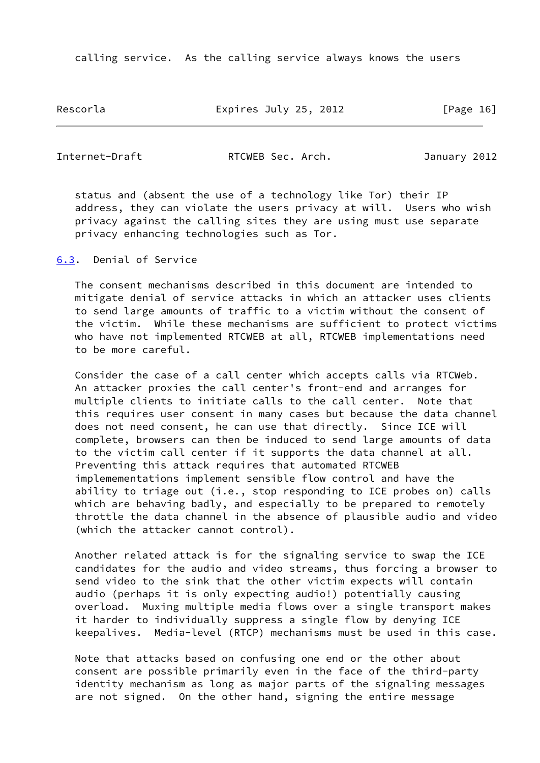calling service. As the calling service always knows the users

status and (absent the use of a technology like Tor) their IP address, they can violate the users privacy at will. Users who wish privacy against the calling sites they are using must use separate privacy enhancing technologies such as Tor.

### 6.3. Denial of Service

The consent mechanisms described in this document are intended to mitigate denial of service attacks in which an attacker uses clients to send large amounts of traffic to a victim without the consent of the victim. While these mechanisms are sufficient to protect victims who have not implemented RTCWEB at all, RTCWEB implementations need to be more careful.

Consider the case of a call center which accepts calls via RTCWeb. An attacker proxies the call center's front-end and arranges for multiple clients to initiate calls to the call center. Note that this requires user consent in many cases but because the data channel does not need consent, he can use that directly. Since ICE will complete, browsers can then be induced to send large amounts of data to the victim call center if it supports the data channel at all. Preventing this attack requires that automated RTCWEB implemementations implement sensible flow control and have the ability to triage out (i.e., stop responding to ICE probes on) calls which are behaving badly, and especially to be prepared to remotely throttle the data channel in the absence of plausible audio and video (which the attacker cannot control).

Another related attack is for the signaling service to swap the ICE candidates for the audio and video streams, thus forcing a browser to send video to the sink that the other victim expects will contain audio (perhaps it is only expecting audio!) potentially causing overload. Muxing multiple media flows over a single transport makes it harder to individually suppress a single flow by denying ICE keepalives. Media-level (RTCP) mechanisms must be used in this case.

Note that attacks based on confusing one end or the other about consent are possible primarily even in the face of the third-party identity mechanism as long as major parts of the signaling messages are not signed. On the other hand, signing the entire message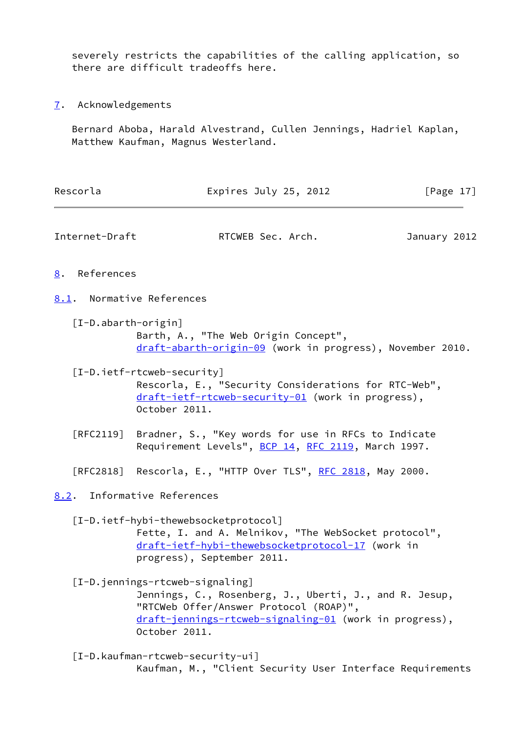severely restricts the capabilities of the calling application, so there are difficult tradeoffs here.

## 7. Acknowledgements

Bernard Aboba, Harald Alvestrand, Cullen Jennings, Hadriel Kaplan, Matthew Kaufman, Magnus Westerland.

## 8. References

### 8.1. Normative References

[I-D.abarth-origin]
Barth, A., "The Web Origin Concept", draft-abarth-origin-09 (work in progress), November 2010.

[I-D.ietf-rtcweb-security]
Rescorla, E., "Security Considerations for RTC-Web", draft-ietf-rtcweb-security-01 (work in progress), October 2011.

[RFC2119] Bradner, S., "Key words for use in RFCs to Indicate Requirement Levels", BCP 14, RFC 2119, March 1997.

[RFC2818] Rescorla, E., "HTTP Over TLS", RFC 2818, May 2000.

### 8.2. Informative References

[I-D.ietf-hybi-thewebsocketprotocol]
Fette, I. and A. Melnikov, "The WebSocket protocol", draft-ietf-hybi-thewebsocketprotocol-17 (work in progress), September 2011.

[I-D.jennings-rtcweb-signaling]
Jennings, C., Rosenberg, J., Uberti, J., and R. Jesup, "RTCWeb Offer/Answer Protocol (ROAP)", draft-jennings-rtcweb-signaling-01 (work in progress), October 2011.

[I-D.kaufman-rtcweb-security-ui]
Kaufman, M., "Client Security User Interface Requirements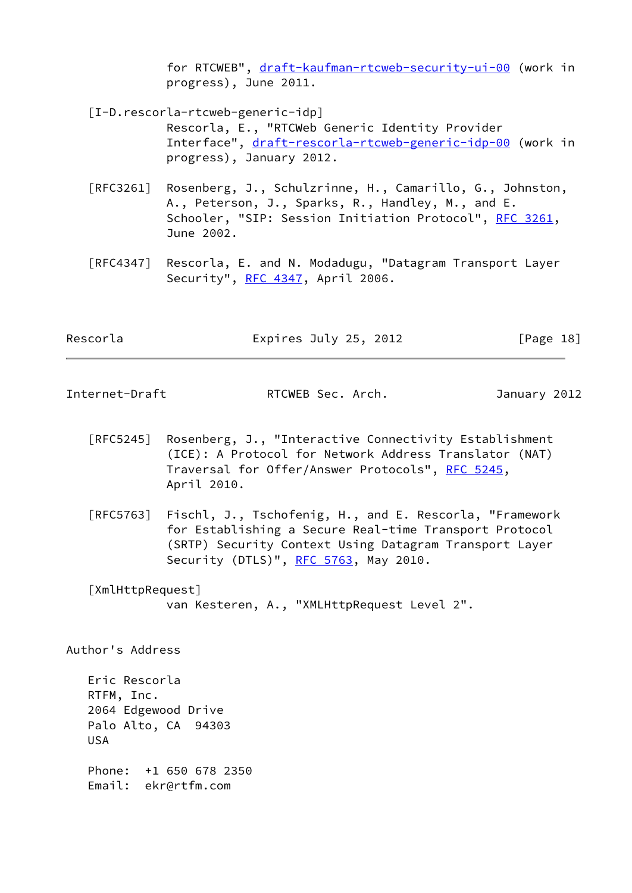for RTCWEB", draft-kaufman-rtcweb-security-ui-00 (work in progress), June 2011.

[I-D.rescorla-rtcweb-generic-idp]
Rescorla, E., "RTCWeb Generic Identity Provider Interface", draft-rescorla-rtcweb-generic-idp-00 (work in progress), January 2012.

[RFC3261] Rosenberg, J., Schulzrinne, H., Camarillo, G., Johnston, A., Peterson, J., Sparks, R., Handley, M., and E. Schooler, "SIP: Session Initiation Protocol", RFC 3261, June 2002.

[RFC4347] Rescorla, E. and N. Modadugu, "Datagram Transport Layer Security", RFC 4347, April 2006.

[RFC5245] Rosenberg, J., "Interactive Connectivity Establishment (ICE): A Protocol for Network Address Translator (NAT) Traversal for Offer/Answer Protocols", RFC 5245, April 2010.

[RFC5763] Fischl, J., Tschofenig, H., and E. Rescorla, "Framework for Establishing a Secure Real-time Transport Protocol (SRTP) Security Context Using Datagram Transport Layer Security (DTLS)", RFC 5763, May 2010.

[XmlHttpRequest]
van Kesteren, A., "XMLHttpRequest Level 2".

# Author's Address

Eric Rescorla
RTFM, Inc.
2064 Edgewood Drive
Palo Alto, CA 94303
USA

Phone: +1 650 678 2350
Email: ekr@rtfm.com